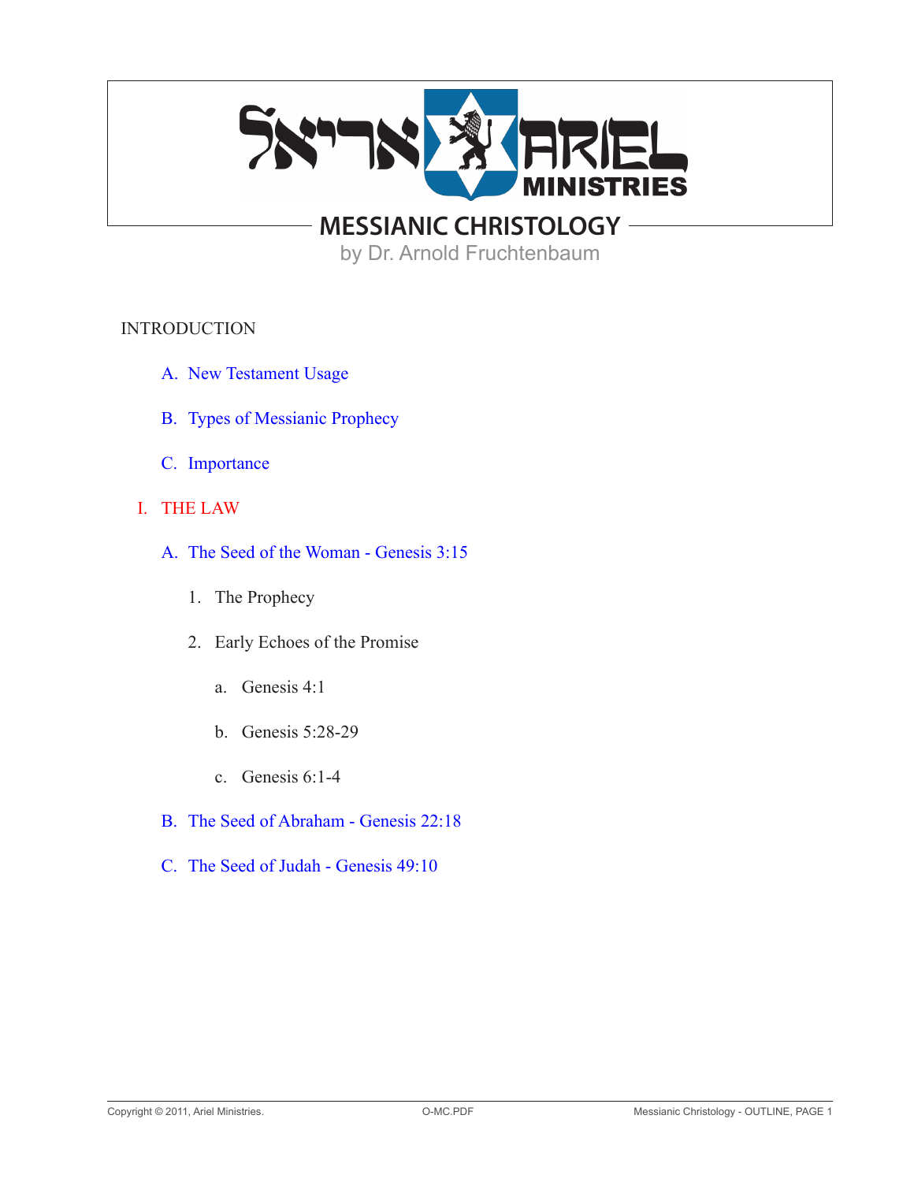# MESSIANIC CHRISTOLOGY

by Dr. Arnold Fruchtenbaum

INTRODUCTION

- A. New Testament Usage
- B. Types of Messianic Prophecy
- C. Importance

## I. THE LAW

- A. The Seed of the Woman - Genesis 3:15
  1. The Prophecy
  2. Early Echoes of the Promise
     - a. Genesis 4:1
     - b. Genesis 5:28-29
     - c. Genesis 6:1-4
- B. The Seed of Abraham - Genesis 22:18
- C. The Seed of Judah - Genesis 49:10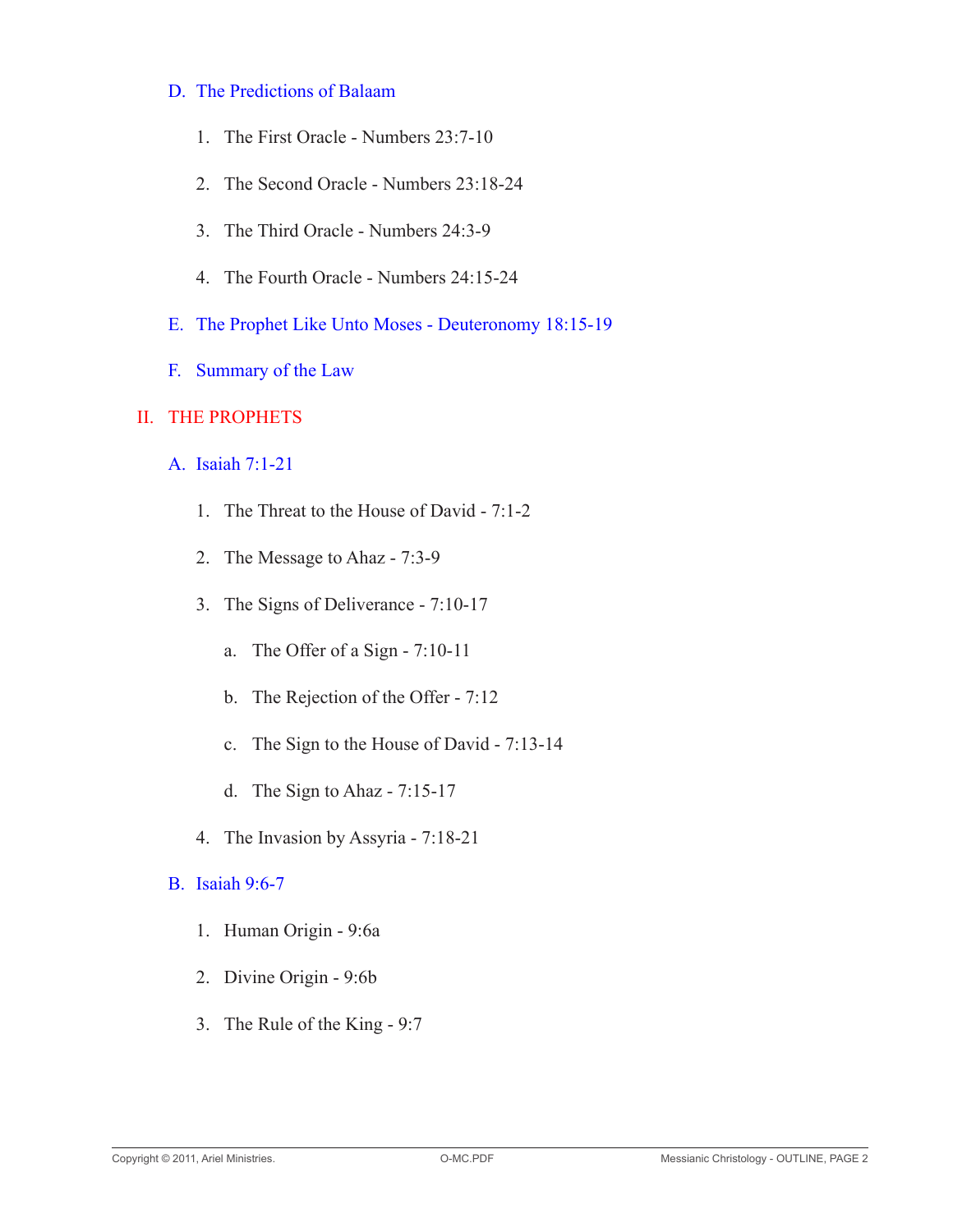### D. The Predictions of Balaam

1. The First Oracle - Numbers 23:7-10
2. The Second Oracle - Numbers 23:18-24
3. The Third Oracle - Numbers 24:3-9
4. The Fourth Oracle - Numbers 24:15-24

### E. The Prophet Like Unto Moses - Deuteronomy 18:15-19

### F. Summary of the Law

## II. THE PROPHETS

### A. Isaiah 7:1-21

1. The Threat to the House of David - 7:1-2
2. The Message to Ahaz - 7:3-9
3. The Signs of Deliverance - 7:10-17
   a. The Offer of a Sign - 7:10-11
   b. The Rejection of the Offer - 7:12
   c. The Sign to the House of David - 7:13-14
   d. The Sign to Ahaz - 7:15-17
4. The Invasion by Assyria - 7:18-21

### B. Isaiah 9:6-7

1. Human Origin - 9:6a
2. Divine Origin - 9:6b
3. The Rule of the King - 9:7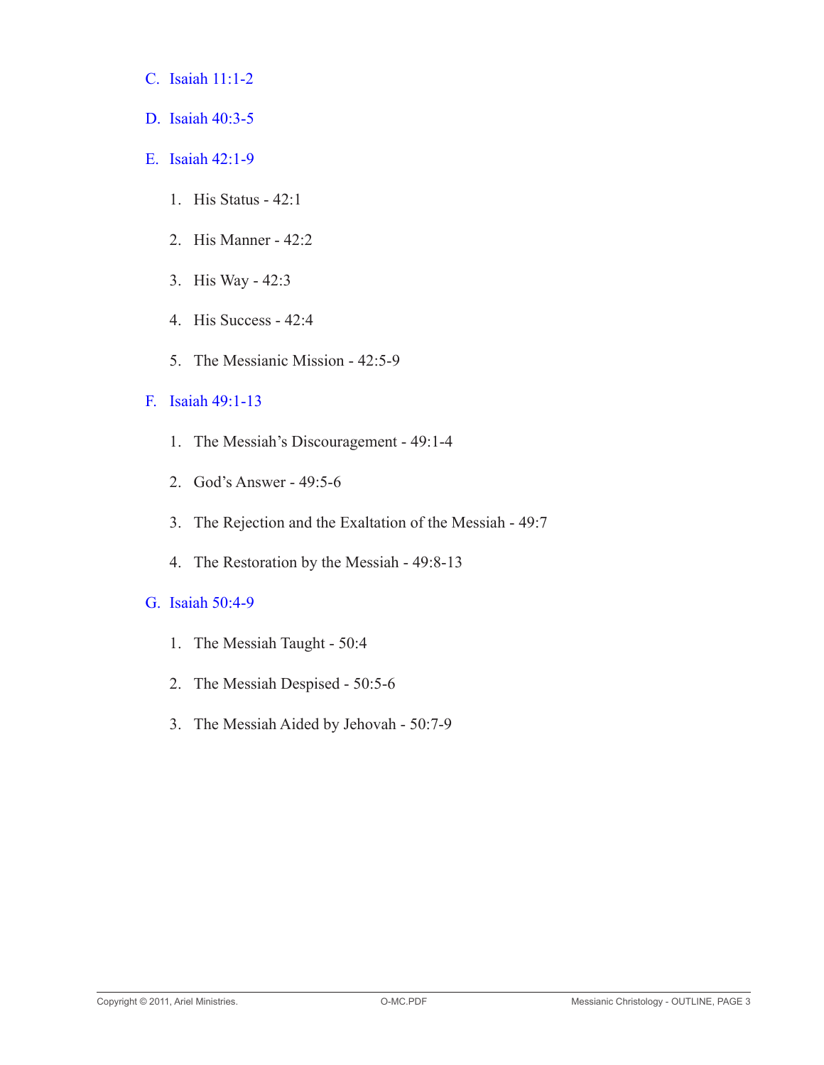C. Isaiah 11:1-2

D. Isaiah 40:3-5

E. Isaiah 42:1-9

1. His Status - 42:1
2. His Manner - 42:2
3. His Way - 42:3
4. His Success - 42:4
5. The Messianic Mission - 42:5-9

F. Isaiah 49:1-13

1. The Messiah's Discouragement - 49:1-4
2. God's Answer - 49:5-6
3. The Rejection and the Exaltation of the Messiah - 49:7
4. The Restoration by the Messiah - 49:8-13

G. Isaiah 50:4-9

1. The Messiah Taught - 50:4
2. The Messiah Despised - 50:5-6
3. The Messiah Aided by Jehovah - 50:7-9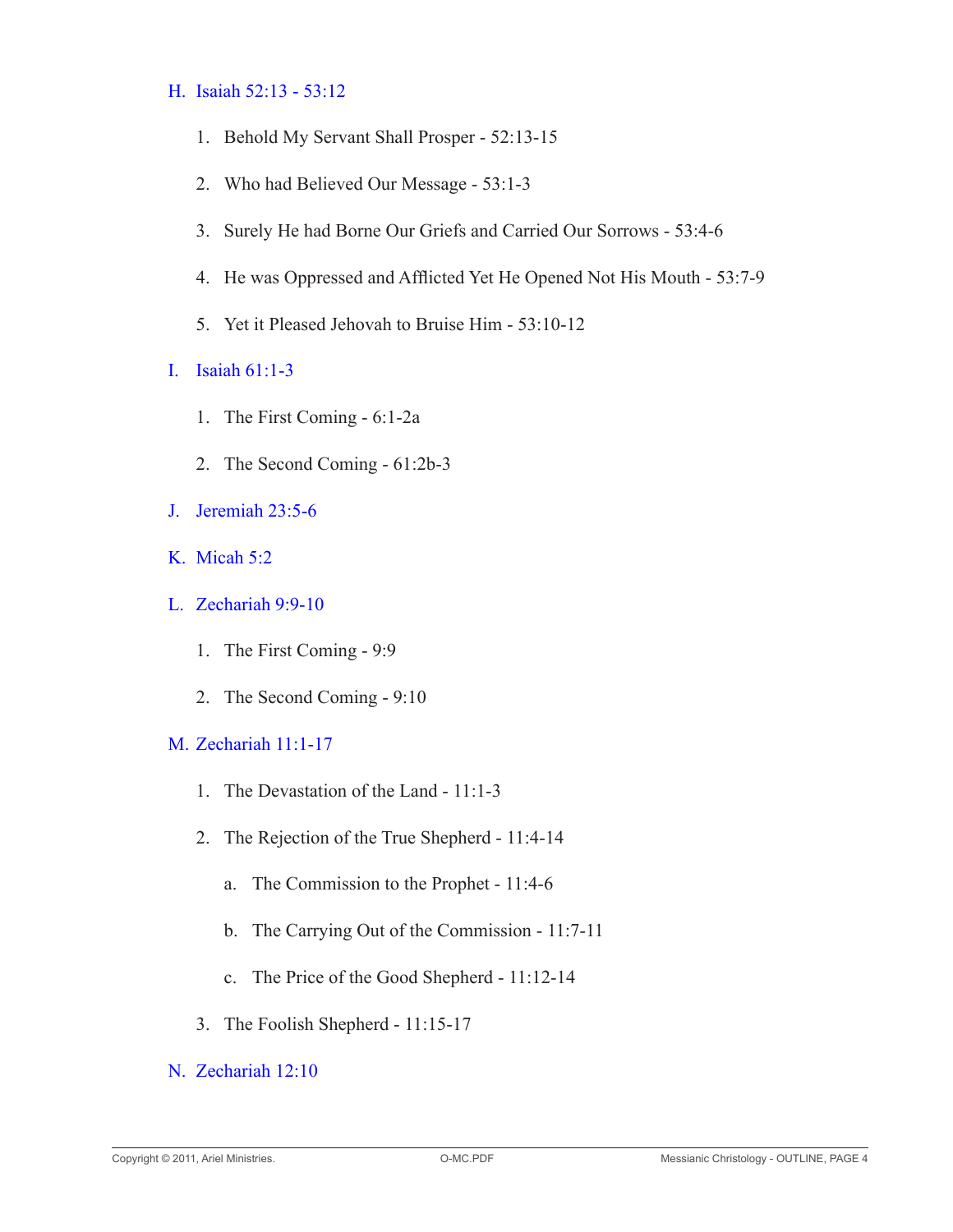## H. Isaiah 52:13 - 53:12

1. Behold My Servant Shall Prosper - 52:13-15
2. Who had Believed Our Message - 53:1-3
3. Surely He had Borne Our Griefs and Carried Our Sorrows - 53:4-6
4. He was Oppressed and Afflicted Yet He Opened Not His Mouth - 53:7-9
5. Yet it Pleased Jehovah to Bruise Him - 53:10-12

## I. Isaiah 61:1-3

1. The First Coming - 6:1-2a
2. The Second Coming - 61:2b-3

## J. Jeremiah 23:5-6

## K. Micah 5:2

## L. Zechariah 9:9-10

1. The First Coming - 9:9
2. The Second Coming - 9:10

## M. Zechariah 11:1-17

1. The Devastation of the Land - 11:1-3
2. The Rejection of the True Shepherd - 11:4-14
   a. The Commission to the Prophet - 11:4-6
   b. The Carrying Out of the Commission - 11:7-11
   c. The Price of the Good Shepherd - 11:12-14
3. The Foolish Shepherd - 11:15-17

## N. Zechariah 12:10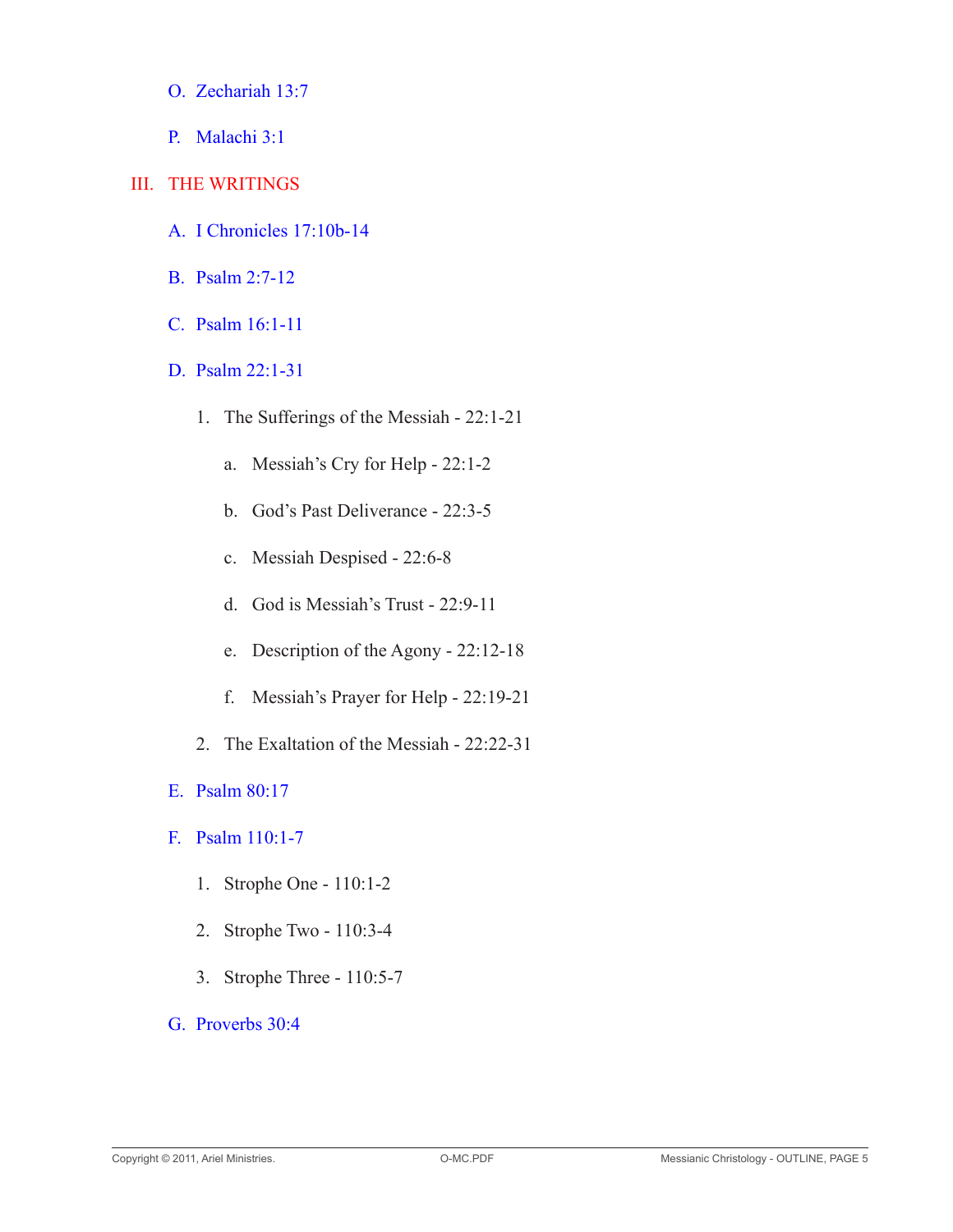O. Zechariah 13:7

P. Malachi 3:1

## III. THE WRITINGS

A. I Chronicles 17:10b-14

B. Psalm 2:7-12

C. Psalm 16:1-11

D. Psalm 22:1-31

1. The Sufferings of the Messiah - 22:1-21

    a. Messiah's Cry for Help - 22:1-2

    b. God's Past Deliverance - 22:3-5

    c. Messiah Despised - 22:6-8

    d. God is Messiah's Trust - 22:9-11

    e. Description of the Agony - 22:12-18

    f. Messiah's Prayer for Help - 22:19-21

2. The Exaltation of the Messiah - 22:22-31

E. Psalm 80:17

F. Psalm 110:1-7

1. Strophe One - 110:1-2

2. Strophe Two - 110:3-4

3. Strophe Three - 110:5-7

G. Proverbs 30:4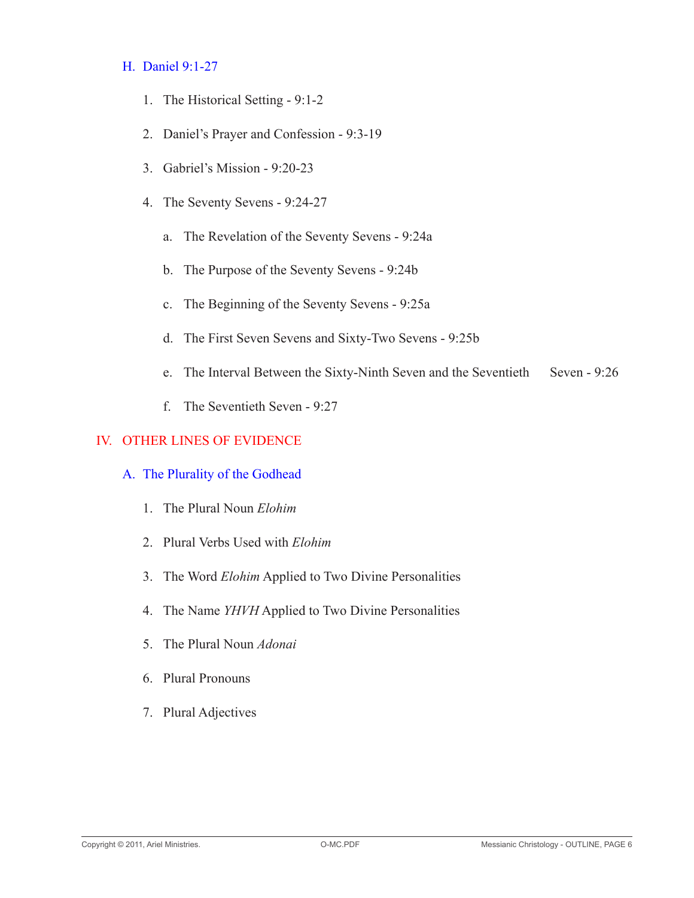### H. Daniel 9:1-27

1. The Historical Setting - 9:1-2
2. Daniel's Prayer and Confession - 9:3-19
3. Gabriel's Mission - 9:20-23
4. The Seventy Sevens - 9:24-27
   a. The Revelation of the Seventy Sevens - 9:24a
   b. The Purpose of the Seventy Sevens - 9:24b
   c. The Beginning of the Seventy Sevens - 9:25a
   d. The First Seven Sevens and Sixty-Two Sevens - 9:25b
   e. The Interval Between the Sixty-Ninth Seven and the Seventieth Seven - 9:26
   f. The Seventieth Seven - 9:27

## IV. OTHER LINES OF EVIDENCE

### A. The Plurality of the Godhead

1. The Plural Noun *Elohim*
2. Plural Verbs Used with *Elohim*
3. The Word *Elohim* Applied to Two Divine Personalities
4. The Name *YHVH* Applied to Two Divine Personalities
5. The Plural Noun *Adonai*
6. Plural Pronouns
7. Plural Adjectives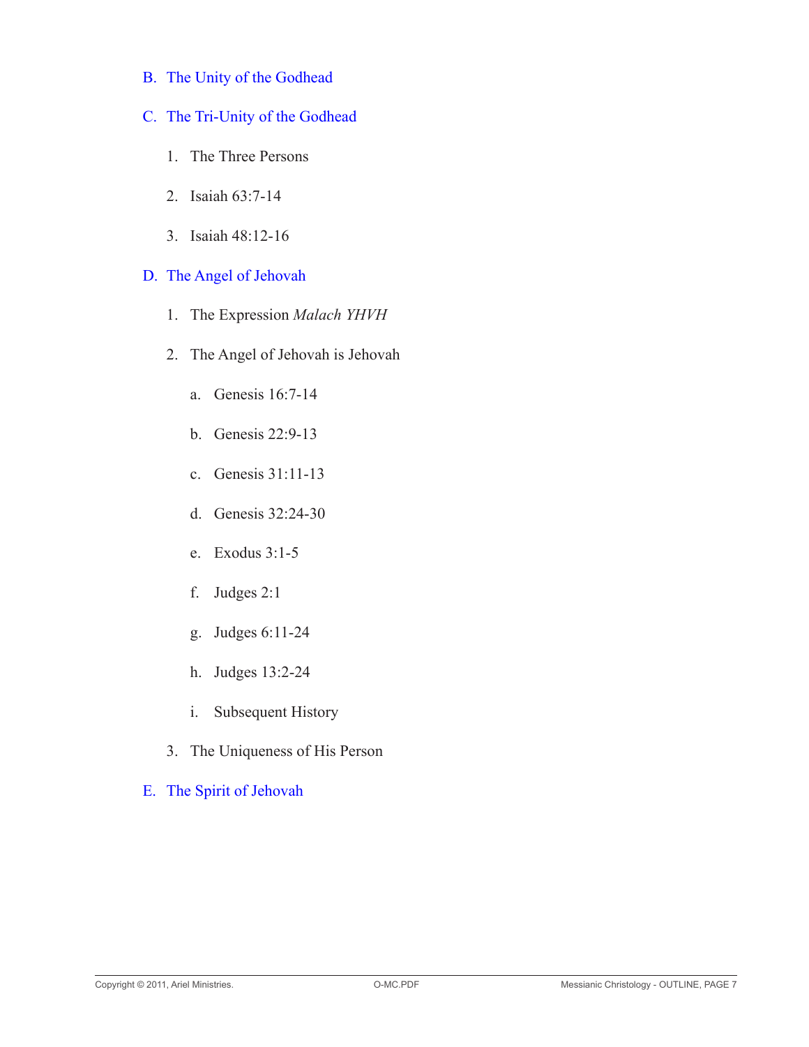B. The Unity of the Godhead

C. The Tri-Unity of the Godhead

   1. The Three Persons

   2. Isaiah 63:7-14

   3. Isaiah 48:12-16

D. The Angel of Jehovah

   1. The Expression *Malach YHVH*

   2. The Angel of Jehovah is Jehovah

      a. Genesis 16:7-14

      b. Genesis 22:9-13

      c. Genesis 31:11-13

      d. Genesis 32:24-30

      e. Exodus 3:1-5

      f. Judges 2:1

      g. Judges 6:11-24

      h. Judges 13:2-24

      i. Subsequent History

   3. The Uniqueness of His Person

E. The Spirit of Jehovah